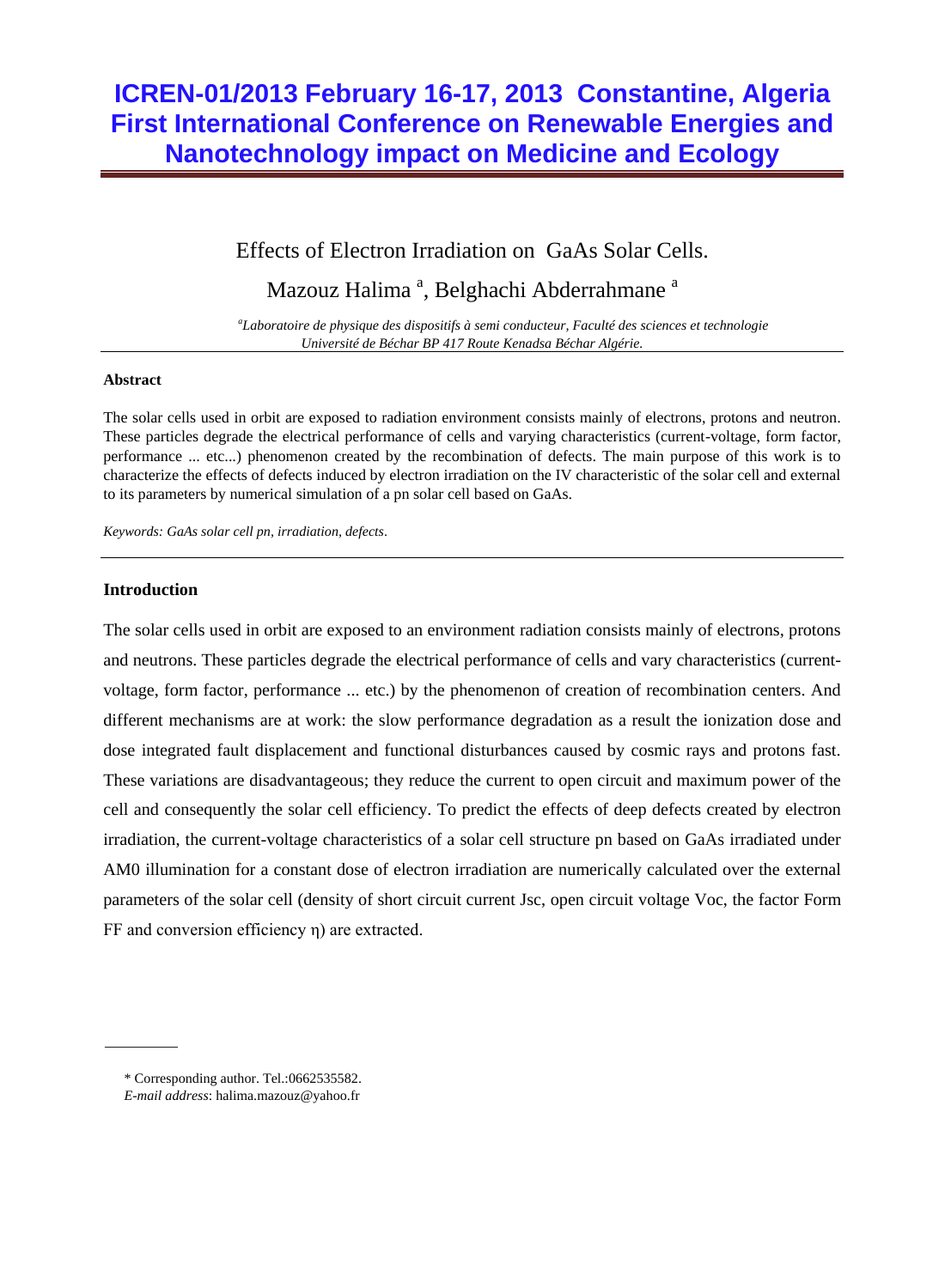# ICREN-01/2013 February 16-17, 2013 Constantine, Algeria First International Conference on Renewable Energies and Nanotechnology impact on Medicine and Ecology

## Effects of Electron Irradiation on GaAs Solar Cells.

Mazouz Halima [a], Belghachi Abderrahmane [a]

[a] *Laboratoire de physique des dispositifs à semi conducteur, Faculté des sciences et technologie Université de Béchar BP 417 Route Kenadsa Béchar Algérie.*

---

### Abstract

The solar cells used in orbit are exposed to radiation environment consists mainly of electrons, protons and neutron. These particles degrade the electrical performance of cells and varying characteristics (current-voltage, form factor, performance ... etc...) phenomenon created by the recombination of defects. The main purpose of this work is to characterize the effects of defects induced by electron irradiation on the IV characteristic of the solar cell and external to its parameters by numerical simulation of a pn solar cell based on GaAs.

*Keywords: GaAs solar cell pn, irradiation, defects*.

---

### Introduction

The solar cells used in orbit are exposed to an environment radiation consists mainly of electrons, protons and neutrons. These particles degrade the electrical performance of cells and vary characteristics (current-voltage, form factor, performance ... etc.) by the phenomenon of creation of recombination centers. And different mechanisms are at work: the slow performance degradation as a result the ionization dose and dose integrated fault displacement and functional disturbances caused by cosmic rays and protons fast. These variations are disadvantageous; they reduce the current to open circuit and maximum power of the cell and consequently the solar cell efficiency. To predict the effects of deep defects created by electron irradiation, the current-voltage characteristics of a solar cell structure pn based on GaAs irradiated under AM0 illumination for a constant dose of electron irradiation are numerically calculated over the external parameters of the solar cell (density of short circuit current Jsc, open circuit voltage Voc, the factor Form FF and conversion efficiency $\eta$) are extracted.

---

\* Corresponding author. Tel.:0662535582.
*E-mail address*: halima.mazouz@yahoo.fr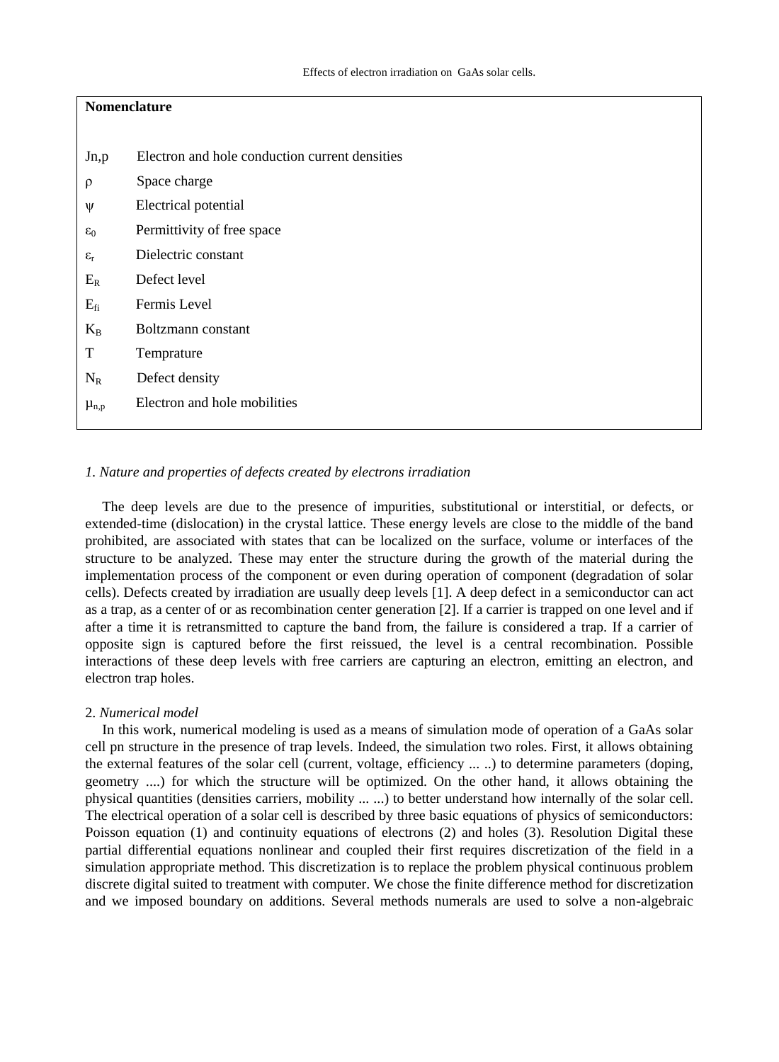**Nomenclature**

| | |
|---|---|
| Jn,p | Electron and hole conduction current densities |
| $\rho$ | Space charge |
| $\psi$ | Electrical potential |
| $\varepsilon_0$ | Permittivity of free space |
| $\varepsilon_r$ | Dielectric constant |
| $E_R$ | Defect level |
| $E_{fi}$ | Fermis Level |
| $K_B$ | Boltzmann constant |
| T | Temprature |
| $N_R$ | Defect density |
| $\mu_{n,p}$ | Electron and hole mobilities |

*1. Nature and properties of defects created by electrons irradiation*

The deep levels are due to the presence of impurities, substitutional or interstitial, or defects, or extended-time (dislocation) in the crystal lattice. These energy levels are close to the middle of the band prohibited, are associated with states that can be localized on the surface, volume or interfaces of the structure to be analyzed. These may enter the structure during the growth of the material during the implementation process of the component or even during operation of component (degradation of solar cells). Defects created by irradiation are usually deep levels [1]. A deep defect in a semiconductor can act as a trap, as a center of or as recombination center generation [2]. If a carrier is trapped on one level and if after a time it is retransmitted to capture the band from, the failure is considered a trap. If a carrier of opposite sign is captured before the first reissued, the level is a central recombination. Possible interactions of these deep levels with free carriers are capturing an electron, emitting an electron, and electron trap holes.

2. *Numerical model*

In this work, numerical modeling is used as a means of simulation mode of operation of a GaAs solar cell pn structure in the presence of trap levels. Indeed, the simulation two roles. First, it allows obtaining the external features of the solar cell (current, voltage, efficiency ... ..) to determine parameters (doping, geometry ....) for which the structure will be optimized. On the other hand, it allows obtaining the physical quantities (densities carriers, mobility ... ...) to better understand how internally of the solar cell. The electrical operation of a solar cell is described by three basic equations of physics of semiconductors: Poisson equation (1) and continuity equations of electrons (2) and holes (3). Resolution Digital these partial differential equations nonlinear and coupled their first requires discretization of the field in a simulation appropriate method. This discretization is to replace the problem physical continuous problem discrete digital suited to treatment with computer. We chose the finite difference method for discretization and we imposed boundary on additions. Several methods numerals are used to solve a non-algebraic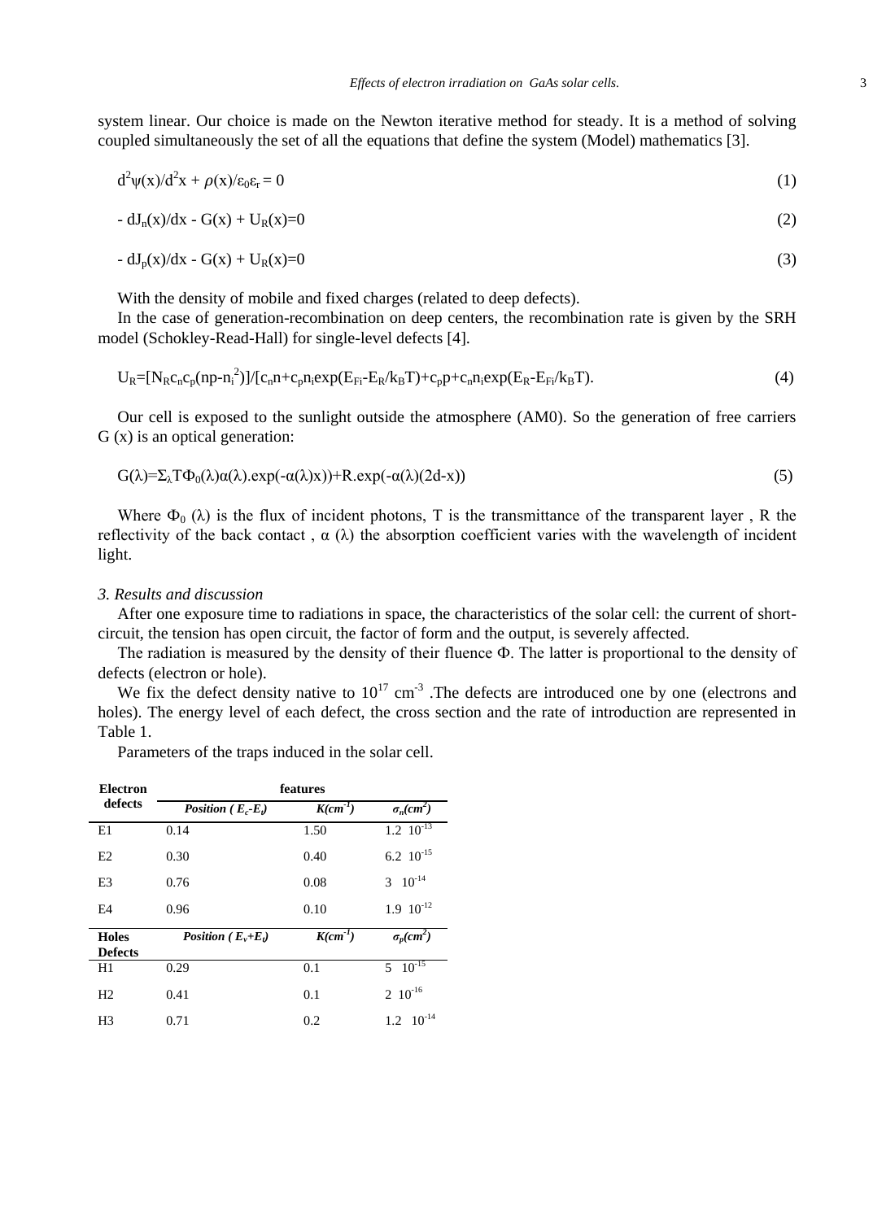system linear. Our choice is made on the Newton iterative method for steady. It is a method of solving coupled simultaneously the set of all the equations that define the system (Model) mathematics [3].

$$d^2\psi(x)/d^2x + \rho(x)/\varepsilon_0\varepsilon_r = 0 \tag{1}$$

$$- dJ_n(x)/dx - G(x) + U_R(x)=0 \tag{2}$$

$$- dJ_p(x)/dx - G(x) + U_R(x)=0 \tag{3}$$

With the density of mobile and fixed charges (related to deep defects).

In the case of generation-recombination on deep centers, the recombination rate is given by the SRH model (Schokley-Read-Hall) for single-level defects [4].

$$U_R=[N_R c_n c_p(np-n_i^2)]/[c_n n+c_p n_i \exp(E_{Fi}-E_R/k_BT)+c_p p+c_n n_i \exp(E_R-E_{Fi}/k_BT). \tag{4}$$

Our cell is exposed to the sunlight outside the atmosphere (AM0). So the generation of free carriers G (x) is an optical generation:

$$G(\lambda)=\Sigma_\lambda T\Phi_0(\lambda)\alpha(\lambda).\exp(-\alpha(\lambda)x))+R.\exp(-\alpha(\lambda)(2d-x)) \tag{5}$$

Where $\Phi_0$ ($\lambda$) is the flux of incident photons, T is the transmittance of the transparent layer , R the reflectivity of the back contact , $\alpha$ ($\lambda$) the absorption coefficient varies with the wavelength of incident light.

### *3. Results and discussion*

After one exposure time to radiations in space, the characteristics of the solar cell: the current of short-circuit, the tension has open circuit, the factor of form and the output, is severely affected.

The radiation is measured by the density of their fluence $\Phi$. The latter is proportional to the density of defects (electron or hole).

We fix the defect density native to $10^{17}$ cm$^{-3}$ .The defects are introduced one by one (electrons and holes). The energy level of each defect, the cross section and the rate of introduction are represented in Table 1.

Parameters of the traps induced in the solar cell.

| **Electron defects** | **features** | | |
|---|---|---|---|
| | ***Position ( $E_c$-$E_t$)*** | ***$K(cm^{-1})$*** | ***$\sigma_n(cm^2)$*** |
| E1 | 0.14 | 1.50 | $1.2 \; 10^{-13}$ |
| E2 | 0.30 | 0.40 | $6.2 \; 10^{-15}$ |
| E3 | 0.76 | 0.08 | $3 \; 10^{-14}$ |
| E4 | 0.96 | 0.10 | $1.9 \; 10^{-12}$ |
| **Holes Defects** | ***Position ( $E_v$+$E_t$)*** | ***$K(cm^{-1})$*** | ***$\sigma_p(cm^2)$*** |
| H1 | 0.29 | 0.1 | $5 \; 10^{-15}$ |
| H2 | 0.41 | 0.1 | $2 \; 10^{-16}$ |
| H3 | 0.71 | 0.2 | $1.2 \; 10^{-14}$ |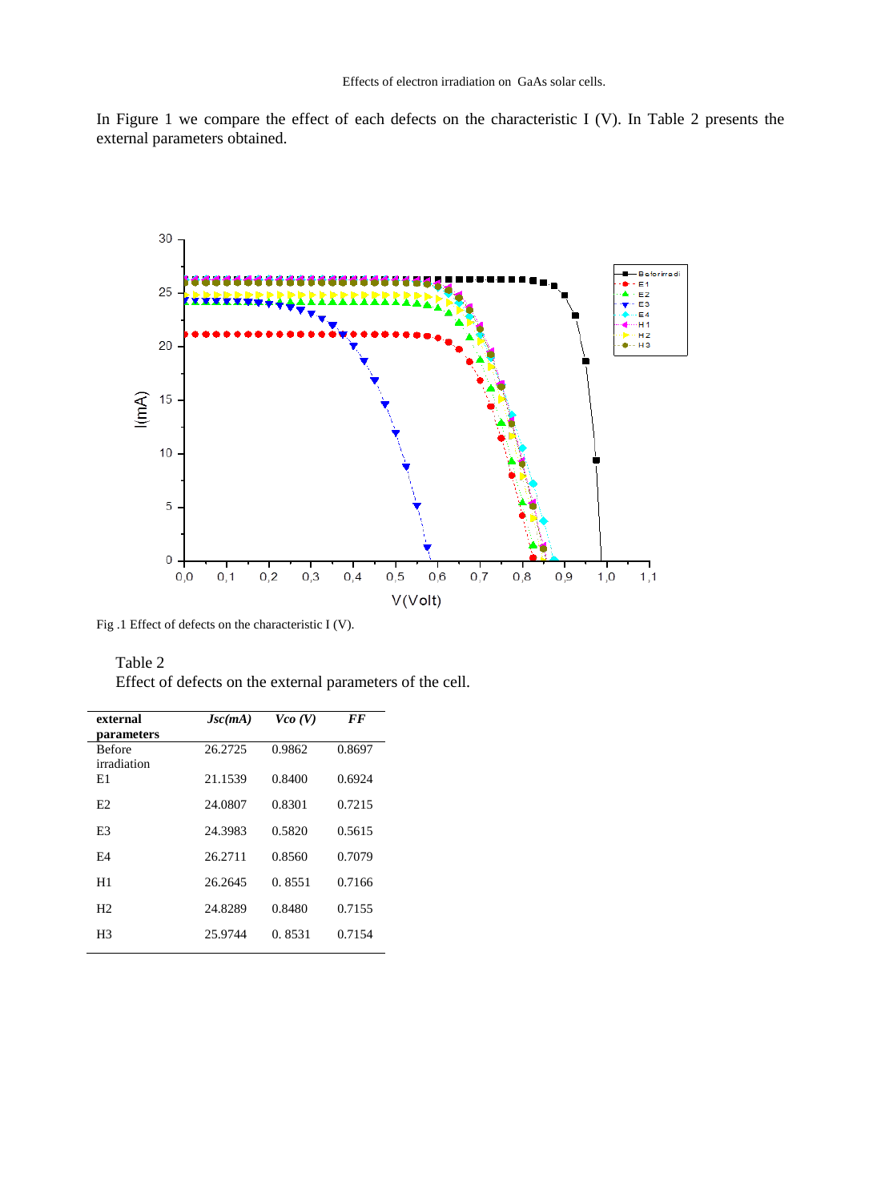In Figure 1 we compare the effect of each defects on the characteristic I (V). In Table 2 presents the external parameters obtained.

Fig .1 Effect of defects on the characteristic I (V).

Table 2

Effect of defects on the external parameters of the cell.

| external parameters | *Jsc(mA)* | *Vco (V)* | *FF* |
|---|---|---|---|
| Before irradiation | 26.2725 | 0.9862 | 0.8697 |
| E1 | 21.1539 | 0.8400 | 0.6924 |
| E2 | 24.0807 | 0.8301 | 0.7215 |
| E3 | 24.3983 | 0.5820 | 0.5615 |
| E4 | 26.2711 | 0.8560 | 0.7079 |
| H1 | 26.2645 | 0. 8551 | 0.7166 |
| H2 | 24.8289 | 0.8480 | 0.7155 |
| H3 | 25.9744 | 0. 8531 | 0.7154 |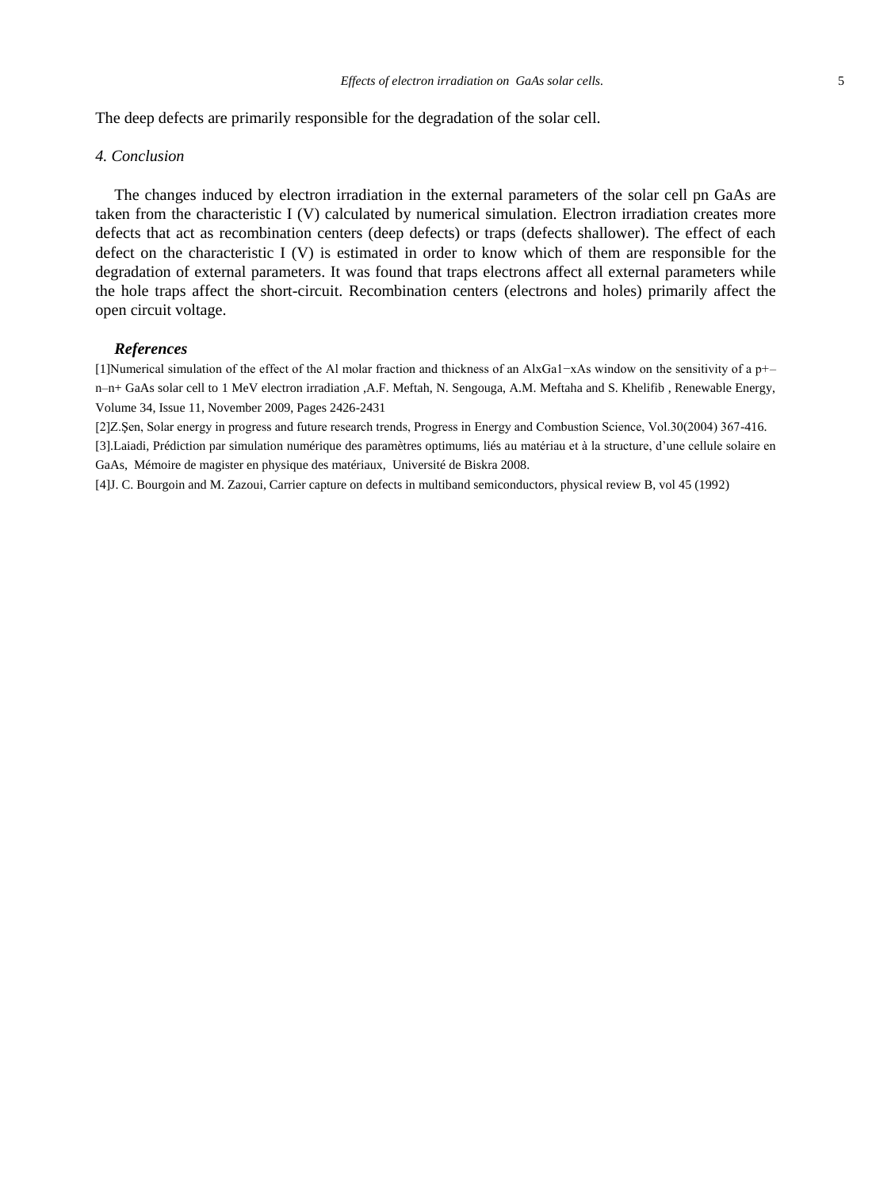The deep defects are primarily responsible for the degradation of the solar cell.

## *4. Conclusion*

The changes induced by electron irradiation in the external parameters of the solar cell pn GaAs are taken from the characteristic I (V) calculated by numerical simulation. Electron irradiation creates more defects that act as recombination centers (deep defects) or traps (defects shallower). The effect of each defect on the characteristic I (V) is estimated in order to know which of them are responsible for the degradation of external parameters. It was found that traps electrons affect all external parameters while the hole traps affect the short-circuit. Recombination centers (electrons and holes) primarily affect the open circuit voltage.

### ***References***

[1]Numerical simulation of the effect of the Al molar fraction and thickness of an $Al_xGa_{1-x}As$ window on the sensitivity of a p+–n–n+ GaAs solar cell to 1 MeV electron irradiation ,A.F. Meftah, N. Sengouga, A.M. Meftaha and S. Khelifib , Renewable Energy, Volume 34, Issue 11, November 2009, Pages 2426-2431

[2]Z.Şen, Solar energy in progress and future research trends, Progress in Energy and Combustion Science, Vol.30(2004) 367-416.

[3].Laiadi, Prédiction par simulation numérique des paramètres optimums, liés au matériau et à la structure, d'une cellule solaire en GaAs, Mémoire de magister en physique des matériaux, Université de Biskra 2008.

[4]J. C. Bourgoin and M. Zazoui, Carrier capture on defects in multiband semiconductors, physical review B, vol 45 (1992)